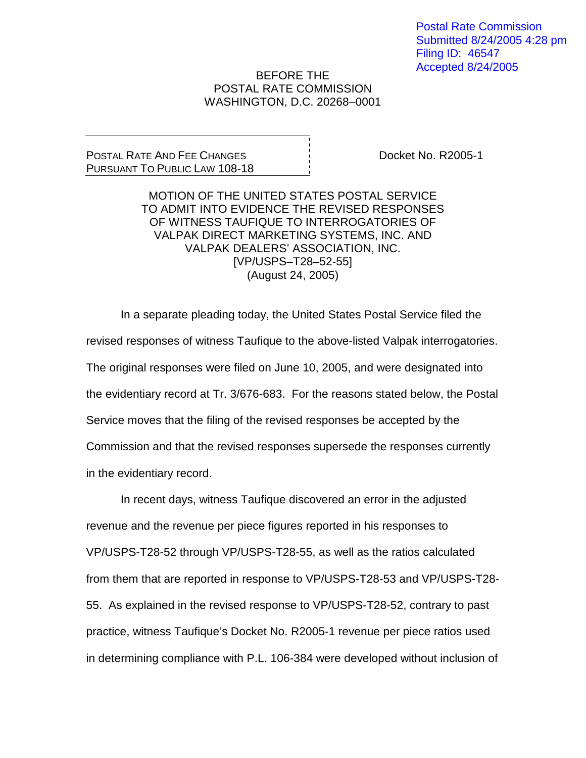Postal Rate Commission
Submitted 8/24/2005 4:28 pm
Filing ID: 46547
Accepted 8/24/2005

BEFORE THE
POSTAL RATE COMMISSION
WASHINGTON, D.C. 20268–0001

POSTAL RATE AND FEE CHANGES
PURSUANT TO PUBLIC LAW 108-18

Docket No. R2005-1

MOTION OF THE UNITED STATES POSTAL SERVICE
TO ADMIT INTO EVIDENCE THE REVISED RESPONSES
OF WITNESS TAUFIQUE TO INTERROGATORIES OF
VALPAK DIRECT MARKETING SYSTEMS, INC. AND
VALPAK DEALERS' ASSOCIATION, INC.
[VP/USPS–T28–52-55]
(August 24, 2005)

In a separate pleading today, the United States Postal Service filed the revised responses of witness Taufique to the above-listed Valpak interrogatories. The original responses were filed on June 10, 2005, and were designated into the evidentiary record at Tr. 3/676-683. For the reasons stated below, the Postal Service moves that the filing of the revised responses be accepted by the Commission and that the revised responses supersede the responses currently in the evidentiary record.

In recent days, witness Taufique discovered an error in the adjusted revenue and the revenue per piece figures reported in his responses to VP/USPS-T28-52 through VP/USPS-T28-55, as well as the ratios calculated from them that are reported in response to VP/USPS-T28-53 and VP/USPS-T28-55. As explained in the revised response to VP/USPS-T28-52, contrary to past practice, witness Taufique's Docket No. R2005-1 revenue per piece ratios used in determining compliance with P.L. 106-384 were developed without inclusion of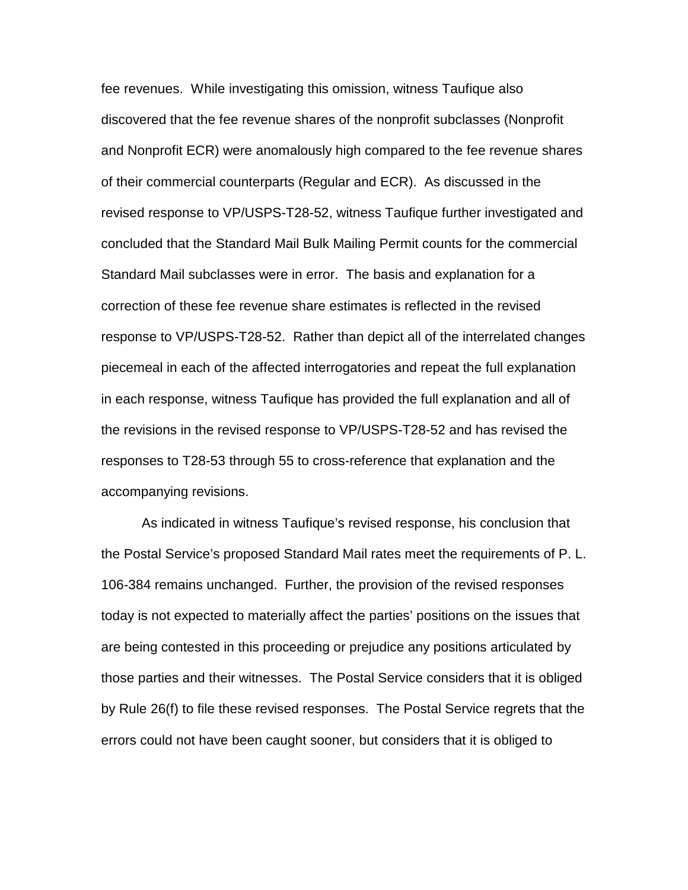fee revenues. While investigating this omission, witness Taufique also discovered that the fee revenue shares of the nonprofit subclasses (Nonprofit and Nonprofit ECR) were anomalously high compared to the fee revenue shares of their commercial counterparts (Regular and ECR). As discussed in the revised response to VP/USPS-T28-52, witness Taufique further investigated and concluded that the Standard Mail Bulk Mailing Permit counts for the commercial Standard Mail subclasses were in error. The basis and explanation for a correction of these fee revenue share estimates is reflected in the revised response to VP/USPS-T28-52. Rather than depict all of the interrelated changes piecemeal in each of the affected interrogatories and repeat the full explanation in each response, witness Taufique has provided the full explanation and all of the revisions in the revised response to VP/USPS-T28-52 and has revised the responses to T28-53 through 55 to cross-reference that explanation and the accompanying revisions.

As indicated in witness Taufique's revised response, his conclusion that the Postal Service's proposed Standard Mail rates meet the requirements of P. L. 106-384 remains unchanged. Further, the provision of the revised responses today is not expected to materially affect the parties' positions on the issues that are being contested in this proceeding or prejudice any positions articulated by those parties and their witnesses. The Postal Service considers that it is obliged by Rule 26(f) to file these revised responses. The Postal Service regrets that the errors could not have been caught sooner, but considers that it is obliged to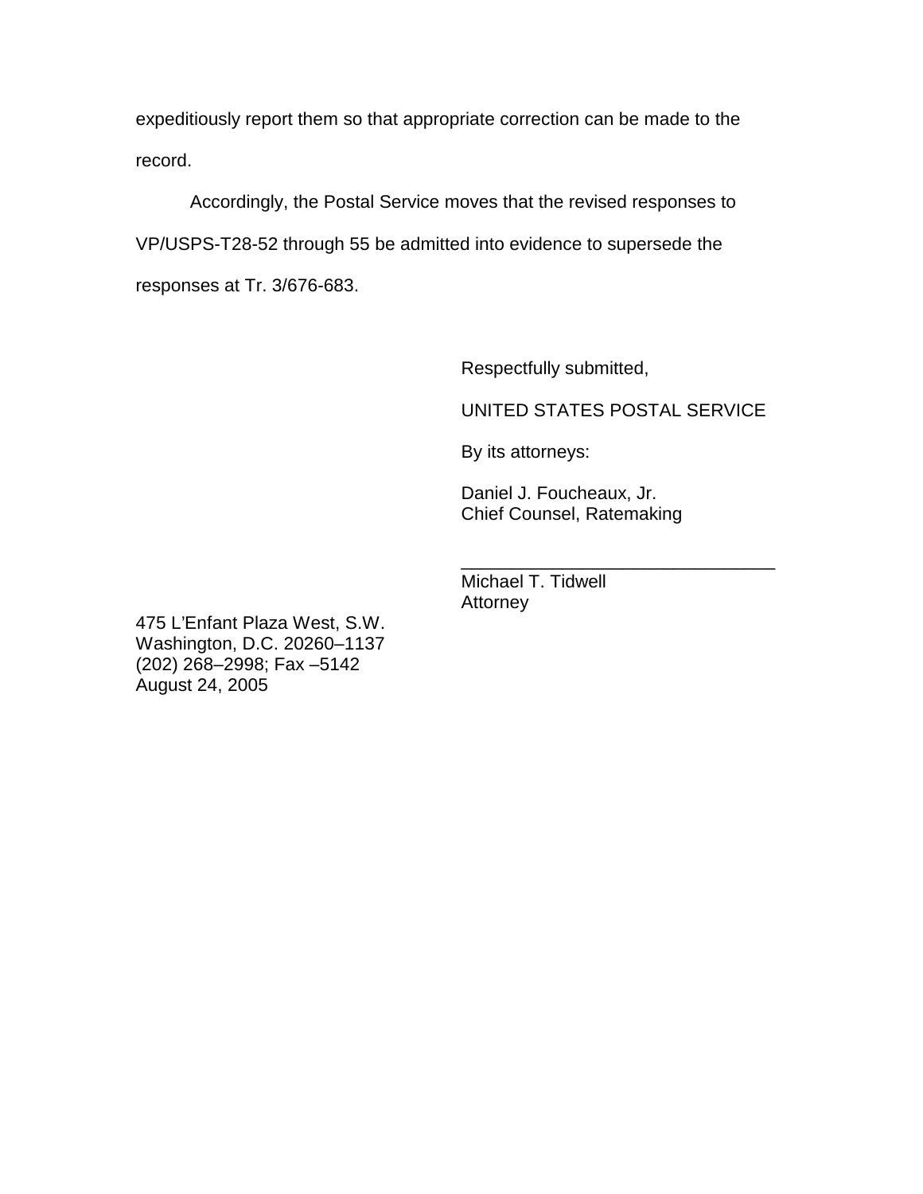expeditiously report them so that appropriate correction can be made to the record.

Accordingly, the Postal Service moves that the revised responses to VP/USPS-T28-52 through 55 be admitted into evidence to supersede the responses at Tr. 3/676-683.

Respectfully submitted,

UNITED STATES POSTAL SERVICE

By its attorneys:

Daniel J. Foucheaux, Jr.
Chief Counsel, Ratemaking

_________________________________
Michael T. Tidwell
Attorney

475 L'Enfant Plaza West, S.W.
Washington, D.C. 20260–1137
(202) 268–2998; Fax –5142
August 24, 2005